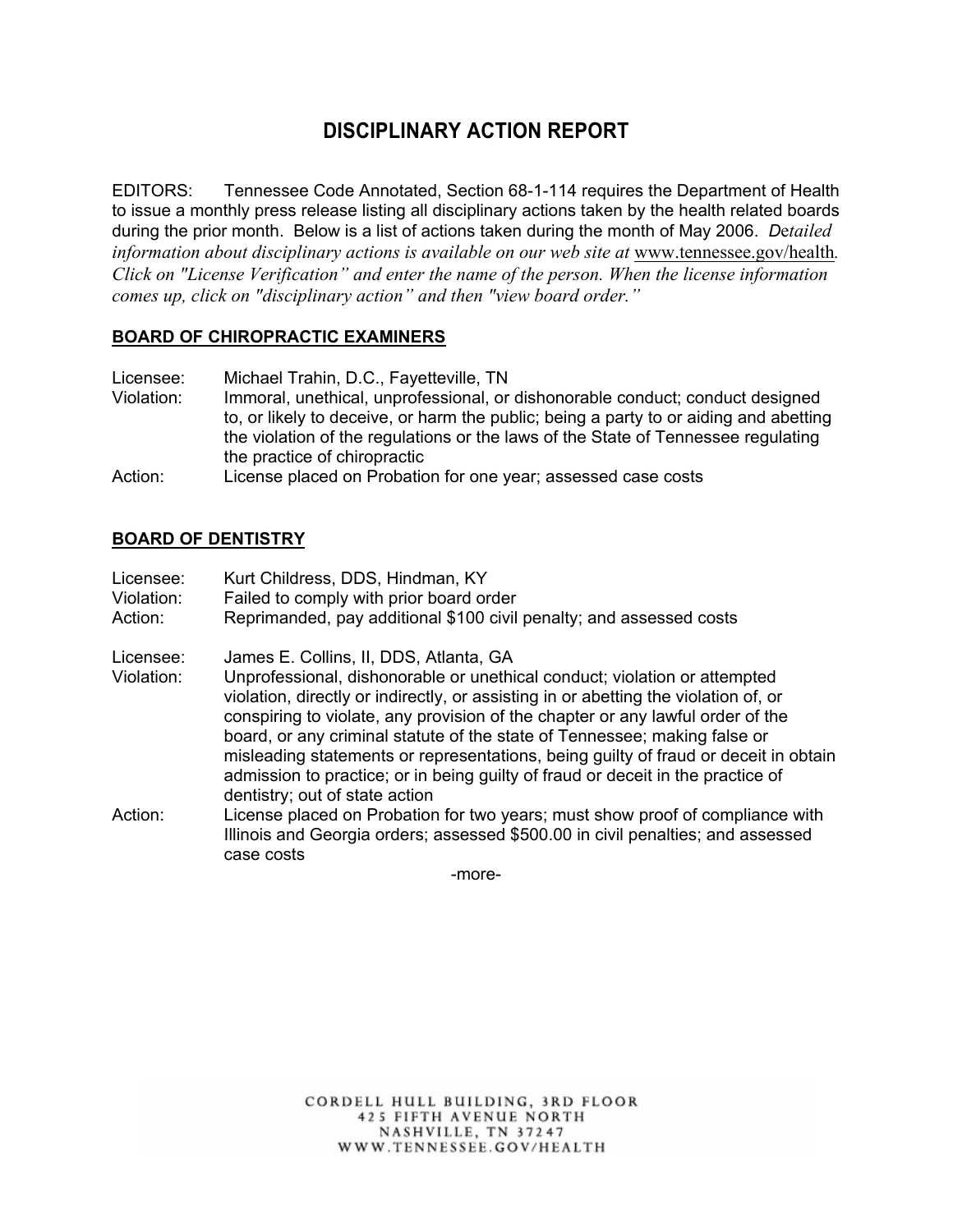# DISCIPLINARY ACTION REPORT

EDITORS: Tennessee Code Annotated, Section 68-1-114 requires the Department of Health to issue a monthly press release listing all disciplinary actions taken by the health related boards during the prior month. Below is a list of actions taken during the month of May 2006. *Detailed information about disciplinary actions is available on our web site at* www.tennessee.gov/health*. Click on "License Verification" and enter the name of the person. When the license information comes up, click on "disciplinary action" and then "view board order."*

## BOARD OF CHIROPRACTIC EXAMINERS

Licensee: Michael Trahin, D.C., Fayetteville, TN
Violation: Immoral, unethical, unprofessional, or dishonorable conduct; conduct designed to, or likely to deceive, or harm the public; being a party to or aiding and abetting the violation of the regulations or the laws of the State of Tennessee regulating the practice of chiropractic
Action: License placed on Probation for one year; assessed case costs

## BOARD OF DENTISTRY

Licensee: Kurt Childress, DDS, Hindman, KY
Violation: Failed to comply with prior board order
Action: Reprimanded, pay additional $100 civil penalty; and assessed costs

Licensee: James E. Collins, II, DDS, Atlanta, GA
Violation: Unprofessional, dishonorable or unethical conduct; violation or attempted violation, directly or indirectly, or assisting in or abetting the violation of, or conspiring to violate, any provision of the chapter or any lawful order of the board, or any criminal statute of the state of Tennessee; making false or misleading statements or representations, being guilty of fraud or deceit in obtain admission to practice; or in being guilty of fraud or deceit in the practice of dentistry; out of state action
Action: License placed on Probation for two years; must show proof of compliance with Illinois and Georgia orders; assessed $500.00 in civil penalties; and assessed case costs

-more-

CORDELL HULL BUILDING, 3RD FLOOR
425 FIFTH AVENUE NORTH
NASHVILLE, TN 37247
WWW.TENNESSEE.GOV/HEALTH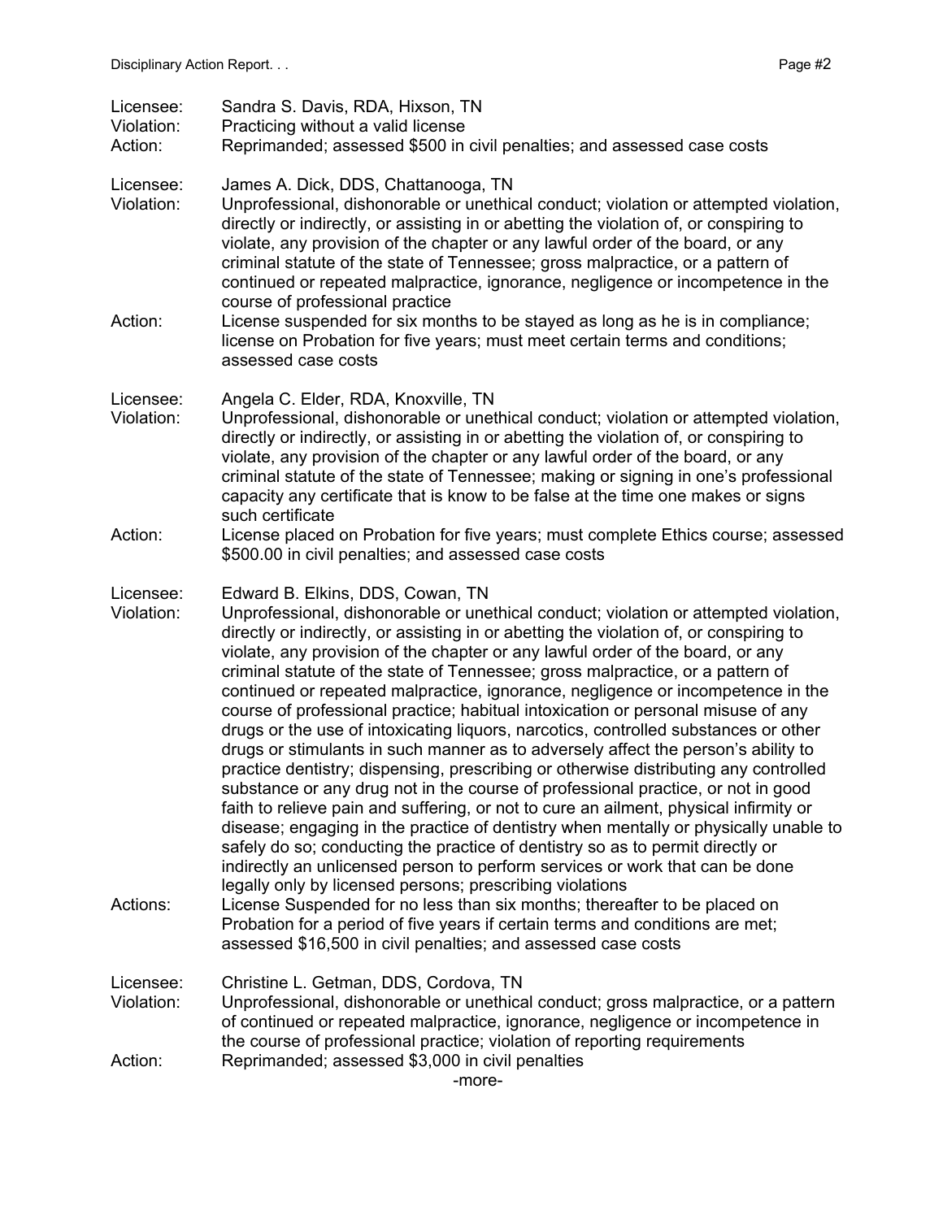Licensee: Sandra S. Davis, RDA, Hixson, TN
Violation: Practicing without a valid license
Action: Reprimanded; assessed $500 in civil penalties; and assessed case costs

Licensee: James A. Dick, DDS, Chattanooga, TN
Violation: Unprofessional, dishonorable or unethical conduct; violation or attempted violation, directly or indirectly, or assisting in or abetting the violation of, or conspiring to violate, any provision of the chapter or any lawful order of the board, or any criminal statute of the state of Tennessee; gross malpractice, or a pattern of continued or repeated malpractice, ignorance, negligence or incompetence in the course of professional practice
Action: License suspended for six months to be stayed as long as he is in compliance; license on Probation for five years; must meet certain terms and conditions; assessed case costs

Licensee: Angela C. Elder, RDA, Knoxville, TN
Violation: Unprofessional, dishonorable or unethical conduct; violation or attempted violation, directly or indirectly, or assisting in or abetting the violation of, or conspiring to violate, any provision of the chapter or any lawful order of the board, or any criminal statute of the state of Tennessee; making or signing in one's professional capacity any certificate that is know to be false at the time one makes or signs such certificate
Action: License placed on Probation for five years; must complete Ethics course; assessed $500.00 in civil penalties; and assessed case costs

Licensee: Edward B. Elkins, DDS, Cowan, TN
Violation: Unprofessional, dishonorable or unethical conduct; violation or attempted violation, directly or indirectly, or assisting in or abetting the violation of, or conspiring to violate, any provision of the chapter or any lawful order of the board, or any criminal statute of the state of Tennessee; gross malpractice, or a pattern of continued or repeated malpractice, ignorance, negligence or incompetence in the course of professional practice; habitual intoxication or personal misuse of any drugs or the use of intoxicating liquors, narcotics, controlled substances or other drugs or stimulants in such manner as to adversely affect the person's ability to practice dentistry; dispensing, prescribing or otherwise distributing any controlled substance or any drug not in the course of professional practice, or not in good faith to relieve pain and suffering, or not to cure an ailment, physical infirmity or disease; engaging in the practice of dentistry when mentally or physically unable to safely do so; conducting the practice of dentistry so as to permit directly or indirectly an unlicensed person to perform services or work that can be done legally only by licensed persons; prescribing violations
Actions: License Suspended for no less than six months; thereafter to be placed on Probation for a period of five years if certain terms and conditions are met; assessed $16,500 in civil penalties; and assessed case costs

Licensee: Christine L. Getman, DDS, Cordova, TN
Violation: Unprofessional, dishonorable or unethical conduct; gross malpractice, or a pattern of continued or repeated malpractice, ignorance, negligence or incompetence in the course of professional practice; violation of reporting requirements
Action: Reprimanded; assessed $3,000 in civil penalties

-more-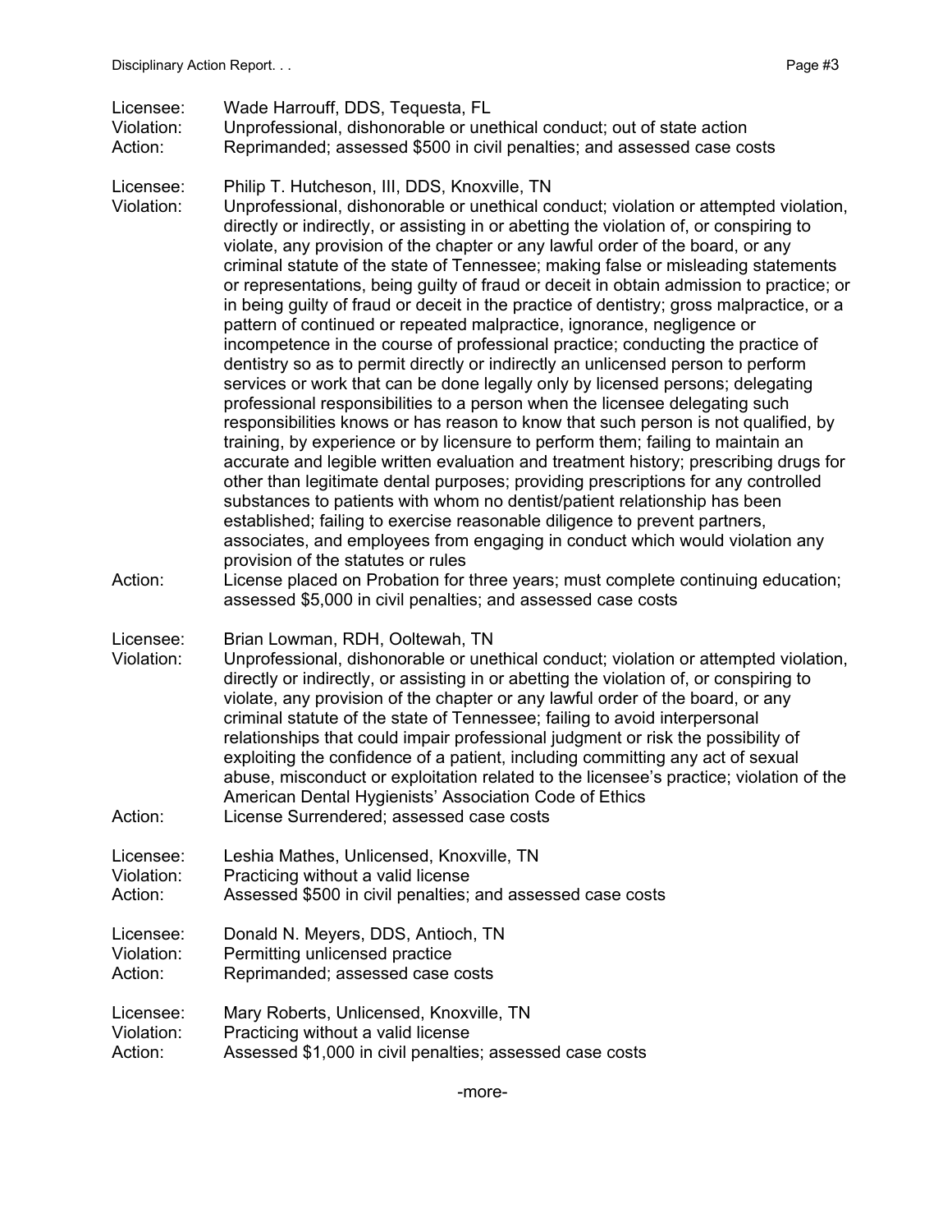Licensee: Wade Harrouff, DDS, Tequesta, FL
Violation: Unprofessional, dishonorable or unethical conduct; out of state action
Action: Reprimanded; assessed $500 in civil penalties; and assessed case costs

Licensee: Philip T. Hutcheson, III, DDS, Knoxville, TN
Violation: Unprofessional, dishonorable or unethical conduct; violation or attempted violation, directly or indirectly, or assisting in or abetting the violation of, or conspiring to violate, any provision of the chapter or any lawful order of the board, or any criminal statute of the state of Tennessee; making false or misleading statements or representations, being guilty of fraud or deceit in obtain admission to practice; or in being guilty of fraud or deceit in the practice of dentistry; gross malpractice, or a pattern of continued or repeated malpractice, ignorance, negligence or incompetence in the course of professional practice; conducting the practice of dentistry so as to permit directly or indirectly an unlicensed person to perform services or work that can be done legally only by licensed persons; delegating professional responsibilities to a person when the licensee delegating such responsibilities knows or has reason to know that such person is not qualified, by training, by experience or by licensure to perform them; failing to maintain an accurate and legible written evaluation and treatment history; prescribing drugs for other than legitimate dental purposes; providing prescriptions for any controlled substances to patients with whom no dentist/patient relationship has been established; failing to exercise reasonable diligence to prevent partners, associates, and employees from engaging in conduct which would violation any provision of the statutes or rules
Action: License placed on Probation for three years; must complete continuing education; assessed $5,000 in civil penalties; and assessed case costs

Licensee: Brian Lowman, RDH, Ooltewah, TN
Violation: Unprofessional, dishonorable or unethical conduct; violation or attempted violation, directly or indirectly, or assisting in or abetting the violation of, or conspiring to violate, any provision of the chapter or any lawful order of the board, or any criminal statute of the state of Tennessee; failing to avoid interpersonal relationships that could impair professional judgment or risk the possibility of exploiting the confidence of a patient, including committing any act of sexual abuse, misconduct or exploitation related to the licensee's practice; violation of the American Dental Hygienists' Association Code of Ethics
Action: License Surrendered; assessed case costs

Licensee: Leshia Mathes, Unlicensed, Knoxville, TN
Violation: Practicing without a valid license
Action: Assessed $500 in civil penalties; and assessed case costs

Licensee: Donald N. Meyers, DDS, Antioch, TN
Violation: Permitting unlicensed practice
Action: Reprimanded; assessed case costs

Licensee: Mary Roberts, Unlicensed, Knoxville, TN
Violation: Practicing without a valid license
Action: Assessed $1,000 in civil penalties; assessed case costs

-more-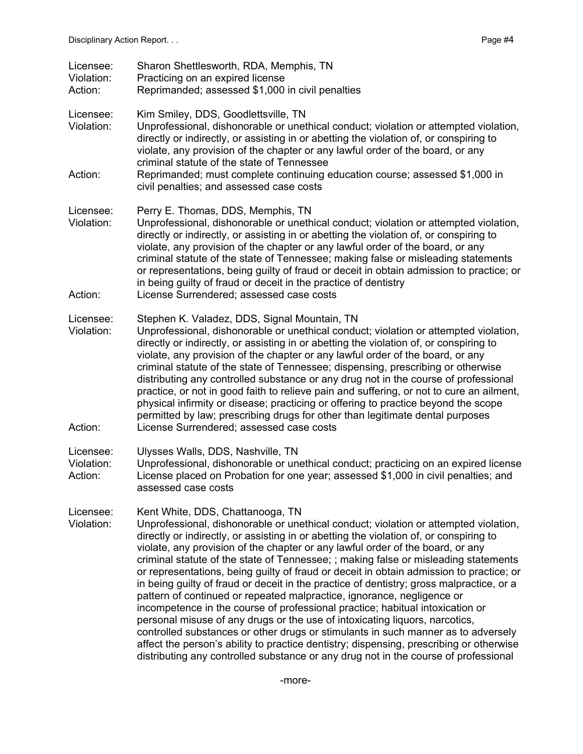Licensee: Sharon Shettlesworth, RDA, Memphis, TN
Violation: Practicing on an expired license
Action: Reprimanded; assessed $1,000 in civil penalties

Licensee: Kim Smiley, DDS, Goodlettsville, TN
Violation: Unprofessional, dishonorable or unethical conduct; violation or attempted violation, directly or indirectly, or assisting in or abetting the violation of, or conspiring to violate, any provision of the chapter or any lawful order of the board, or any criminal statute of the state of Tennessee
Action: Reprimanded; must complete continuing education course; assessed $1,000 in civil penalties; and assessed case costs

Licensee: Perry E. Thomas, DDS, Memphis, TN
Violation: Unprofessional, dishonorable or unethical conduct; violation or attempted violation, directly or indirectly, or assisting in or abetting the violation of, or conspiring to violate, any provision of the chapter or any lawful order of the board, or any criminal statute of the state of Tennessee; making false or misleading statements or representations, being guilty of fraud or deceit in obtain admission to practice; or in being guilty of fraud or deceit in the practice of dentistry
Action: License Surrendered; assessed case costs

Licensee: Stephen K. Valadez, DDS, Signal Mountain, TN
Violation: Unprofessional, dishonorable or unethical conduct; violation or attempted violation, directly or indirectly, or assisting in or abetting the violation of, or conspiring to violate, any provision of the chapter or any lawful order of the board, or any criminal statute of the state of Tennessee; dispensing, prescribing or otherwise distributing any controlled substance or any drug not in the course of professional practice, or not in good faith to relieve pain and suffering, or not to cure an ailment, physical infirmity or disease; practicing or offering to practice beyond the scope permitted by law; prescribing drugs for other than legitimate dental purposes
Action: License Surrendered; assessed case costs

Licensee: Ulysses Walls, DDS, Nashville, TN
Violation: Unprofessional, dishonorable or unethical conduct; practicing on an expired license
Action: License placed on Probation for one year; assessed $1,000 in civil penalties; and assessed case costs

Licensee: Kent White, DDS, Chattanooga, TN
Violation: Unprofessional, dishonorable or unethical conduct; violation or attempted violation, directly or indirectly, or assisting in or abetting the violation of, or conspiring to violate, any provision of the chapter or any lawful order of the board, or any criminal statute of the state of Tennessee; ; making false or misleading statements or representations, being guilty of fraud or deceit in obtain admission to practice; or in being guilty of fraud or deceit in the practice of dentistry; gross malpractice, or a pattern of continued or repeated malpractice, ignorance, negligence or incompetence in the course of professional practice; habitual intoxication or personal misuse of any drugs or the use of intoxicating liquors, narcotics, controlled substances or other drugs or stimulants in such manner as to adversely affect the person's ability to practice dentistry; dispensing, prescribing or otherwise distributing any controlled substance or any drug not in the course of professional

-more-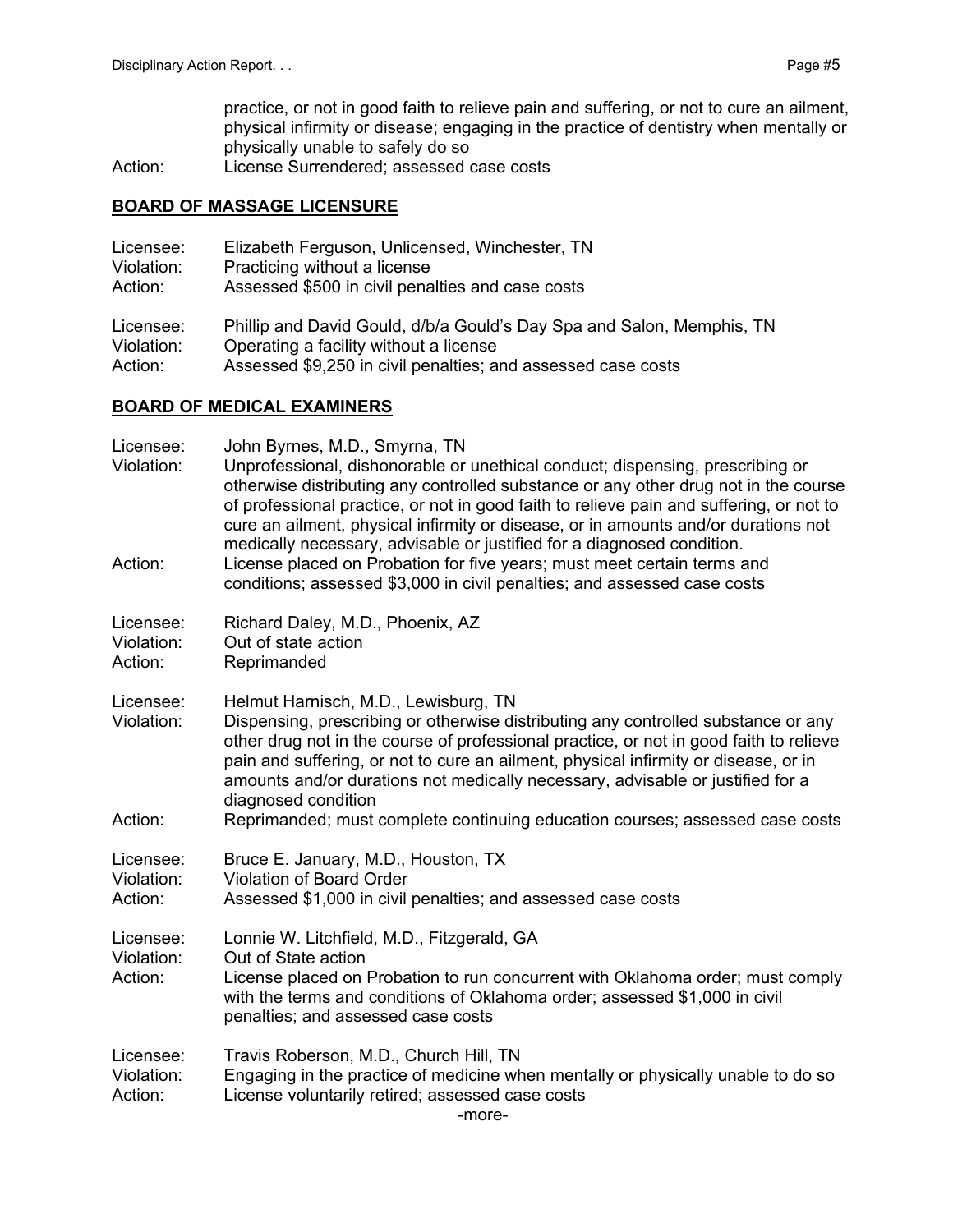practice, or not in good faith to relieve pain and suffering, or not to cure an ailment, physical infirmity or disease; engaging in the practice of dentistry when mentally or physically unable to safely do so

Action: License Surrendered; assessed case costs

## BOARD OF MASSAGE LICENSURE

Licensee: Elizabeth Ferguson, Unlicensed, Winchester, TN
Violation: Practicing without a license
Action: Assessed $500 in civil penalties and case costs

Licensee: Phillip and David Gould, d/b/a Gould's Day Spa and Salon, Memphis, TN
Violation: Operating a facility without a license
Action: Assessed $9,250 in civil penalties; and assessed case costs

## BOARD OF MEDICAL EXAMINERS

Licensee: John Byrnes, M.D., Smyrna, TN
Violation: Unprofessional, dishonorable or unethical conduct; dispensing, prescribing or otherwise distributing any controlled substance or any other drug not in the course of professional practice, or not in good faith to relieve pain and suffering, or not to cure an ailment, physical infirmity or disease, or in amounts and/or durations not medically necessary, advisable or justified for a diagnosed condition.
Action: License placed on Probation for five years; must meet certain terms and conditions; assessed $3,000 in civil penalties; and assessed case costs

Licensee: Richard Daley, M.D., Phoenix, AZ
Violation: Out of state action
Action: Reprimanded

Licensee: Helmut Harnisch, M.D., Lewisburg, TN
Violation: Dispensing, prescribing or otherwise distributing any controlled substance or any other drug not in the course of professional practice, or not in good faith to relieve pain and suffering, or not to cure an ailment, physical infirmity or disease, or in amounts and/or durations not medically necessary, advisable or justified for a diagnosed condition
Action: Reprimanded; must complete continuing education courses; assessed case costs

Licensee: Bruce E. January, M.D., Houston, TX
Violation: Violation of Board Order
Action: Assessed $1,000 in civil penalties; and assessed case costs

Licensee: Lonnie W. Litchfield, M.D., Fitzgerald, GA
Violation: Out of State action
Action: License placed on Probation to run concurrent with Oklahoma order; must comply with the terms and conditions of Oklahoma order; assessed $1,000 in civil penalties; and assessed case costs

Licensee: Travis Roberson, M.D., Church Hill, TN
Violation: Engaging in the practice of medicine when mentally or physically unable to do so
Action: License voluntarily retired; assessed case costs

-more-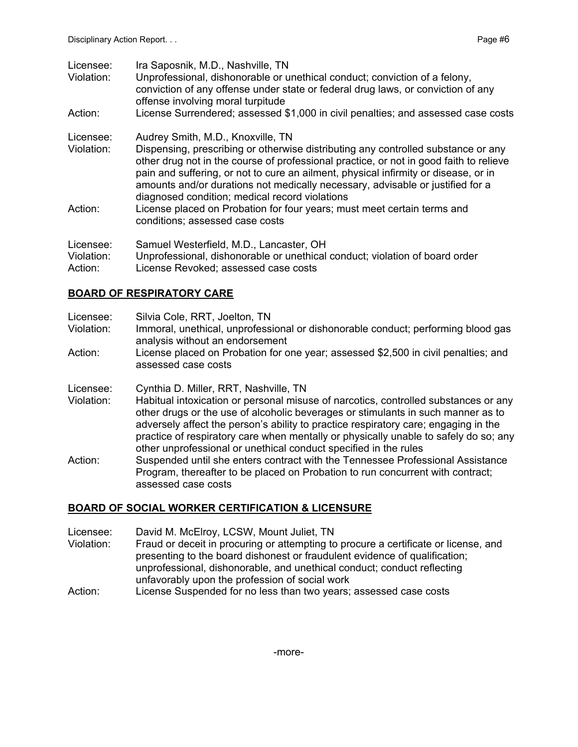Licensee: Ira Saposnik, M.D., Nashville, TN
Violation: Unprofessional, dishonorable or unethical conduct; conviction of a felony, conviction of any offense under state or federal drug laws, or conviction of any offense involving moral turpitude
Action: License Surrendered; assessed $1,000 in civil penalties; and assessed case costs

Licensee: Audrey Smith, M.D., Knoxville, TN
Violation: Dispensing, prescribing or otherwise distributing any controlled substance or any other drug not in the course of professional practice, or not in good faith to relieve pain and suffering, or not to cure an ailment, physical infirmity or disease, or in amounts and/or durations not medically necessary, advisable or justified for a diagnosed condition; medical record violations
Action: License placed on Probation for four years; must meet certain terms and conditions; assessed case costs

Licensee: Samuel Westerfield, M.D., Lancaster, OH
Violation: Unprofessional, dishonorable or unethical conduct; violation of board order
Action: License Revoked; assessed case costs

## BOARD OF RESPIRATORY CARE

Licensee: Silvia Cole, RRT, Joelton, TN
Violation: Immoral, unethical, unprofessional or dishonorable conduct; performing blood gas analysis without an endorsement
Action: License placed on Probation for one year; assessed $2,500 in civil penalties; and assessed case costs

Licensee: Cynthia D. Miller, RRT, Nashville, TN
Violation: Habitual intoxication or personal misuse of narcotics, controlled substances or any other drugs or the use of alcoholic beverages or stimulants in such manner as to adversely affect the person's ability to practice respiratory care; engaging in the practice of respiratory care when mentally or physically unable to safely do so; any other unprofessional or unethical conduct specified in the rules
Action: Suspended until she enters contract with the Tennessee Professional Assistance Program, thereafter to be placed on Probation to run concurrent with contract; assessed case costs

## BOARD OF SOCIAL WORKER CERTIFICATION & LICENSURE

Licensee: David M. McElroy, LCSW, Mount Juliet, TN
Violation: Fraud or deceit in procuring or attempting to procure a certificate or license, and presenting to the board dishonest or fraudulent evidence of qualification; unprofessional, dishonorable, and unethical conduct; conduct reflecting unfavorably upon the profession of social work
Action: License Suspended for no less than two years; assessed case costs

-more-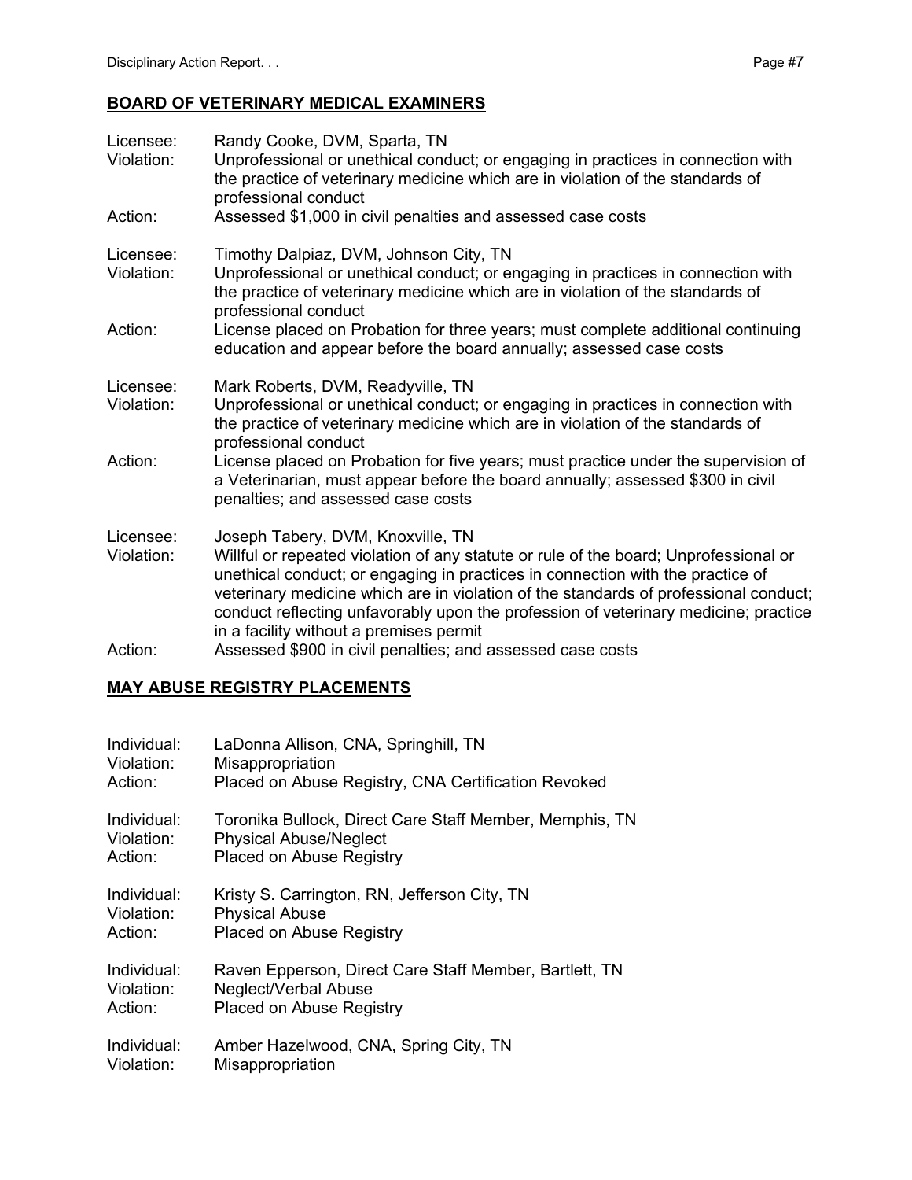## BOARD OF VETERINARY MEDICAL EXAMINERS

Licensee: Randy Cooke, DVM, Sparta, TN
Violation: Unprofessional or unethical conduct; or engaging in practices in connection with the practice of veterinary medicine which are in violation of the standards of professional conduct
Action: Assessed $1,000 in civil penalties and assessed case costs

Licensee: Timothy Dalpiaz, DVM, Johnson City, TN
Violation: Unprofessional or unethical conduct; or engaging in practices in connection with the practice of veterinary medicine which are in violation of the standards of professional conduct
Action: License placed on Probation for three years; must complete additional continuing education and appear before the board annually; assessed case costs

Licensee: Mark Roberts, DVM, Readyville, TN
Violation: Unprofessional or unethical conduct; or engaging in practices in connection with the practice of veterinary medicine which are in violation of the standards of professional conduct
Action: License placed on Probation for five years; must practice under the supervision of a Veterinarian, must appear before the board annually; assessed $300 in civil penalties; and assessed case costs

Licensee: Joseph Tabery, DVM, Knoxville, TN
Violation: Willful or repeated violation of any statute or rule of the board; Unprofessional or unethical conduct; or engaging in practices in connection with the practice of veterinary medicine which are in violation of the standards of professional conduct; conduct reflecting unfavorably upon the profession of veterinary medicine; practice in a facility without a premises permit
Action: Assessed $900 in civil penalties; and assessed case costs

## MAY ABUSE REGISTRY PLACEMENTS

Individual: LaDonna Allison, CNA, Springhill, TN
Violation: Misappropriation
Action: Placed on Abuse Registry, CNA Certification Revoked

Individual: Toronika Bullock, Direct Care Staff Member, Memphis, TN
Violation: Physical Abuse/Neglect
Action: Placed on Abuse Registry

Individual: Kristy S. Carrington, RN, Jefferson City, TN
Violation: Physical Abuse
Action: Placed on Abuse Registry

Individual: Raven Epperson, Direct Care Staff Member, Bartlett, TN
Violation: Neglect/Verbal Abuse
Action: Placed on Abuse Registry

Individual: Amber Hazelwood, CNA, Spring City, TN
Violation: Misappropriation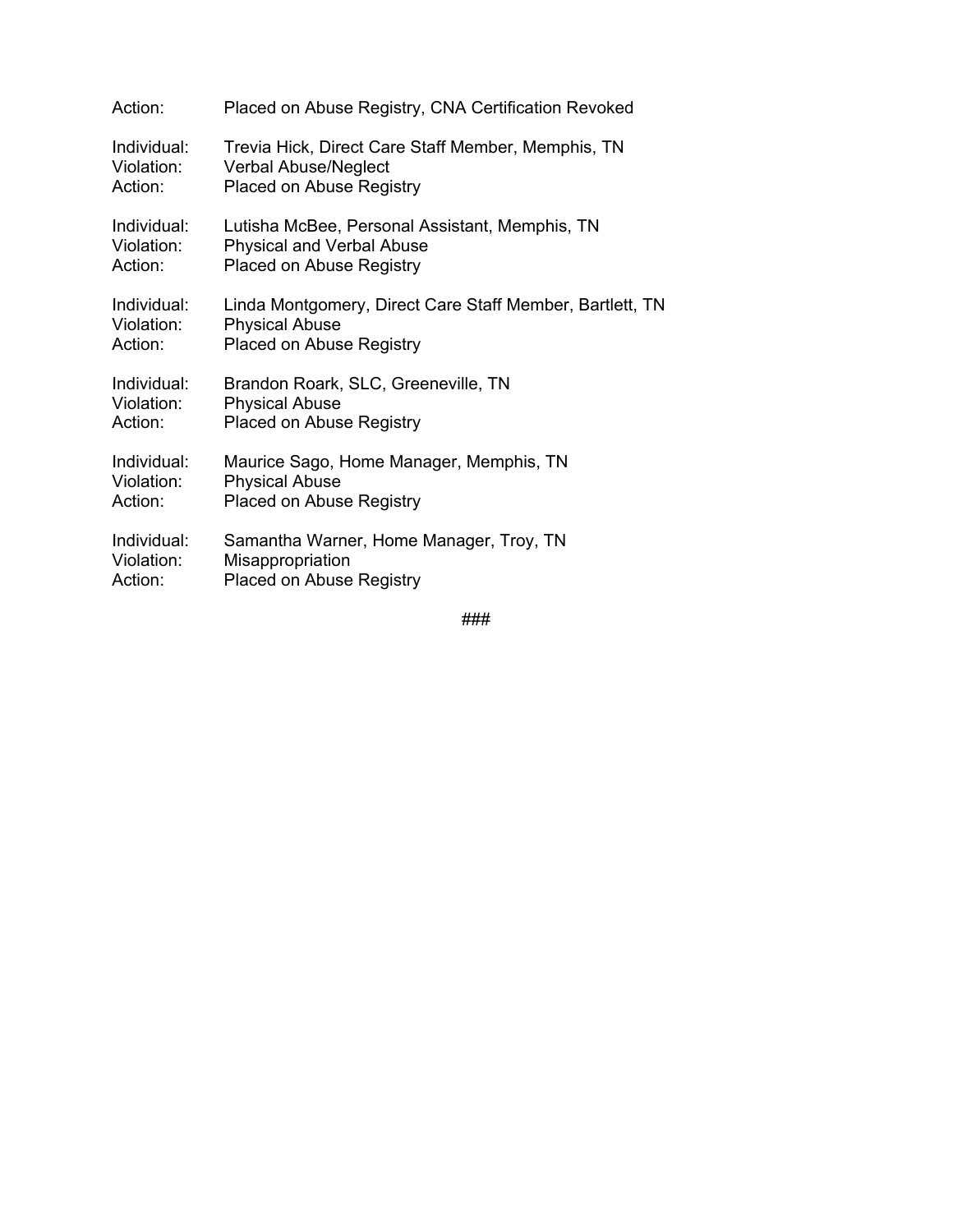Action: Placed on Abuse Registry, CNA Certification Revoked

Individual: Trevia Hick, Direct Care Staff Member, Memphis, TN
Violation: Verbal Abuse/Neglect
Action: Placed on Abuse Registry

Individual: Lutisha McBee, Personal Assistant, Memphis, TN
Violation: Physical and Verbal Abuse
Action: Placed on Abuse Registry

Individual: Linda Montgomery, Direct Care Staff Member, Bartlett, TN
Violation: Physical Abuse
Action: Placed on Abuse Registry

Individual: Brandon Roark, SLC, Greeneville, TN
Violation: Physical Abuse
Action: Placed on Abuse Registry

Individual: Maurice Sago, Home Manager, Memphis, TN
Violation: Physical Abuse
Action: Placed on Abuse Registry

Individual: Samantha Warner, Home Manager, Troy, TN
Violation: Misappropriation
Action: Placed on Abuse Registry

###